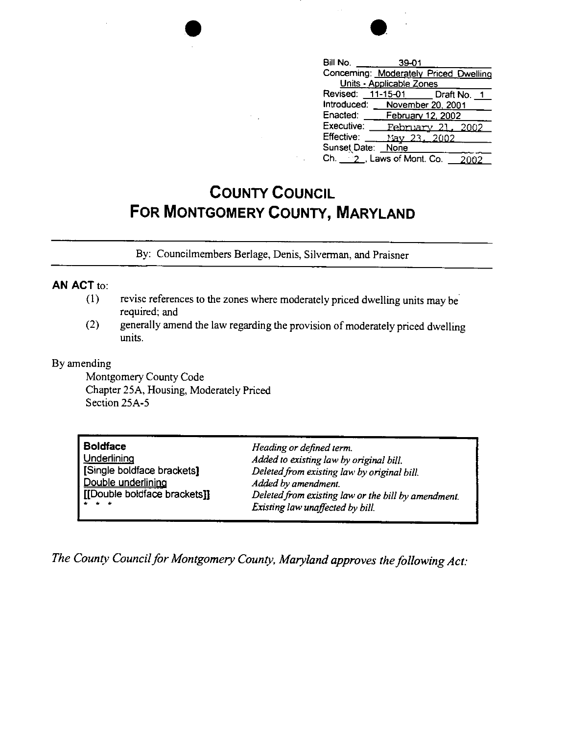| | |
|---|---|
| Bill No. | 39-01 |
| Concerning: | Moderately Priced Dwelling Units - Applicable Zones |
| Revised: 11-15-01 | Draft No. 1 |
| Introduced: | November 20, 2001 |
| Enacted: | February 12, 2002 |
| Executive: | February 21, 2002 |
| Effective: | May 23, 2002 |
| Sunset Date: | None |
| Ch. 2, Laws of Mont. Co. | 2002 |

# COUNTY COUNCIL FOR MONTGOMERY COUNTY, MARYLAND

By: Councilmembers Berlage, Denis, Silverman, and Praisner

**AN ACT** to:

(1) revise references to the zones where moderately priced dwelling units may be required; and

(2) generally amend the law regarding the provision of moderately priced dwelling units.

By amending

Montgomery County Code
Chapter 25A, Housing, Moderately Priced
Section 25A-5

| | |
|---|---|
| **Boldface** | *Heading or defined term.* |
| Underlining | *Added to existing law by original bill.* |
| [Single boldface brackets] | *Deleted from existing law by original bill.* |
| Double underlining | *Added by amendment.* |
| [[Double boldface brackets]] | *Deleted from existing law or the bill by amendment.* |
| * * * | *Existing law unaffected by bill.* |

*The County Council for Montgomery County, Maryland approves the following Act:*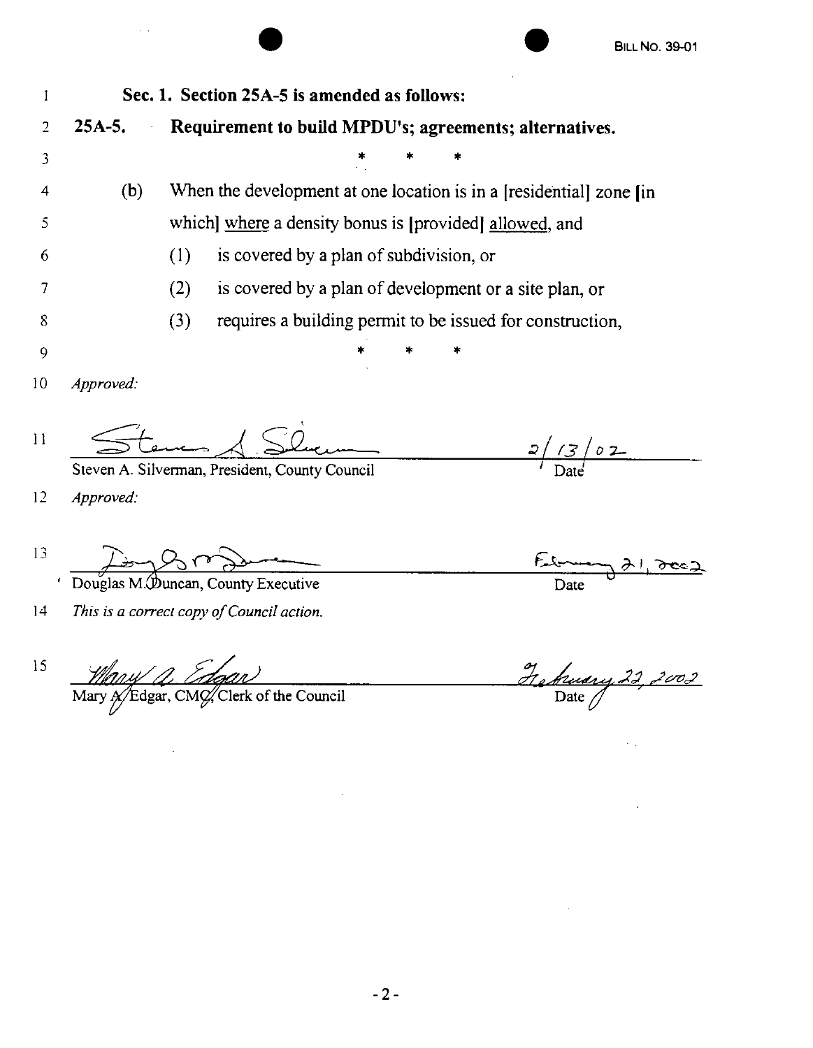**Sec. 1. Section 25A-5 is amended as follows:**

**25A-5. Requirement to build MPDU's; agreements; alternatives.**

\* \* \*

(b) When the development at one location is in a [residential] zone [in which] <u>where</u> a density bonus is [provided] <u>allowed</u>, and

(1) is covered by a plan of subdivision, or

(2) is covered by a plan of development or a site plan, or

(3) requires a building permit to be issued for construction,

\* \* \*

*Approved:*

Steven A. Silverman, President, County Council — Date: 2/13/02

*Approved:*

Douglas M. Duncan, County Executive — Date: February 21, 2002

*This is a correct copy of Council action.*

Mary A. Edgar, CMC, Clerk of the Council — Date: February 22, 2002